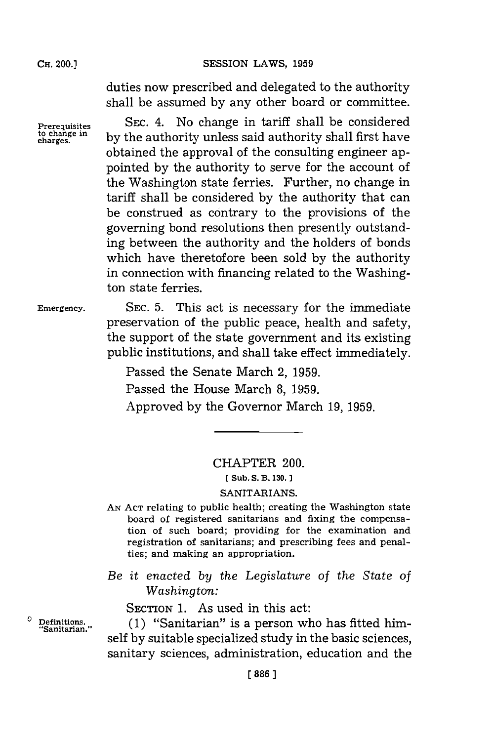duties now prescribed and delegated to the authority shall be assumed by any other board or committee.

Prerequisites to change in charges.

SEC. 4. No change in tariff shall be considered by the authority unless said authority shall first have obtained the approval of the consulting engineer appointed by the authority to serve for the account of the Washington state ferries. Further, no change in tariff shall be considered by the authority that can be construed as contrary to the provisions of the governing bond resolutions then presently outstanding between the authority and the holders of bonds which have theretofore been sold by the authority in connection with financing related to the Washington state ferries.

Emergency.

SEC. 5. This act is necessary for the immediate preservation of the public peace, health and safety, the support of the state government and its existing public institutions, and shall take effect immediately.

Passed the Senate March 2, 1959.

Passed the House March 8, 1959.

Approved by the Governor March 19, 1959.

---

## CHAPTER 200.

[ Sub. S. B. 130. ]

SANITARIANS.

AN ACT relating to public health; creating the Washington state board of registered sanitarians and fixing the compensation of such board; providing for the examination and registration of sanitarians; and prescribing fees and penalties; and making an appropriation.

*Be it enacted by the Legislature of the State of Washington:*

SECTION 1. As used in this act:

Definitions. "Sanitarian."

(1) "Sanitarian" is a person who has fitted himself by suitable specialized study in the basic sciences, sanitary sciences, administration, education and the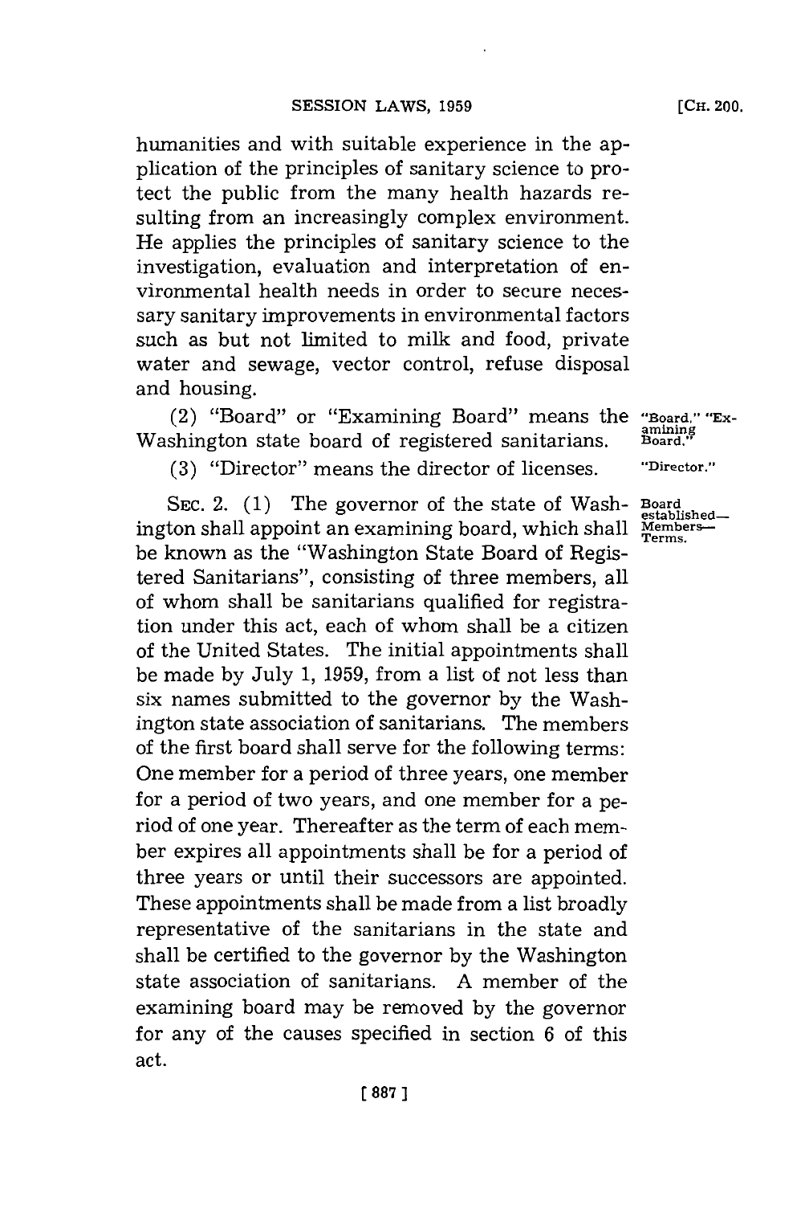humanities and with suitable experience in the application of the principles of sanitary science to protect the public from the many health hazards resulting from an increasingly complex environment. He applies the principles of sanitary science to the investigation, evaluation and interpretation of environmental health needs in order to secure necessary sanitary improvements in environmental factors such as but not limited to milk and food, private water and sewage, vector control, refuse disposal and housing.

(2) "Board" or "Examining Board" means the Washington state board of registered sanitarians. "Board," "Examining Board."

(3) "Director" means the director of licenses. "Director."

SEC. 2. (1) The governor of the state of Washington shall appoint an examining board, which shall be known as the "Washington State Board of Registered Sanitarians", consisting of three members, all of whom shall be sanitarians qualified for registration under this act, each of whom shall be a citizen of the United States. The initial appointments shall be made by July 1, 1959, from a list of not less than six names submitted to the governor by the Washington state association of sanitarians. The members of the first board shall serve for the following terms: One member for a period of three years, one member for a period of two years, and one member for a period of one year. Thereafter as the term of each member expires all appointments shall be for a period of three years or until their successors are appointed. These appointments shall be made from a list broadly representative of the sanitarians in the state and shall be certified to the governor by the Washington state association of sanitarians. A member of the examining board may be removed by the governor for any of the causes specified in section 6 of this act. Board established—Members—Terms.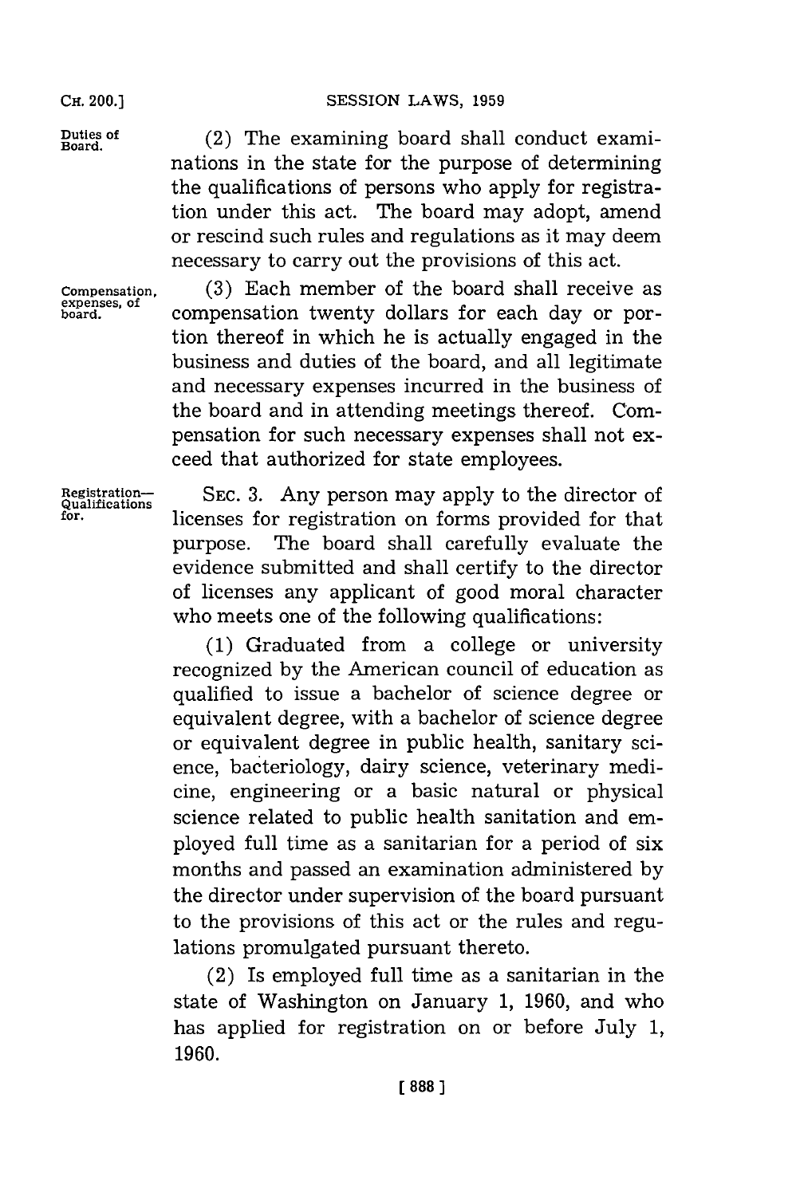**Duties of Board.** (2) The examining board shall conduct examinations in the state for the purpose of determining the qualifications of persons who apply for registration under this act. The board may adopt, amend or rescind such rules and regulations as it may deem necessary to carry out the provisions of this act.

**Compensation, expenses, of board.** (3) Each member of the board shall receive as compensation twenty dollars for each day or portion thereof in which he is actually engaged in the business and duties of the board, and all legitimate and necessary expenses incurred in the business of the board and in attending meetings thereof. Compensation for such necessary expenses shall not exceed that authorized for state employees.

**Registration—Qualifications for.** SEC. 3. Any person may apply to the director of licenses for registration on forms provided for that purpose. The board shall carefully evaluate the evidence submitted and shall certify to the director of licenses any applicant of good moral character who meets one of the following qualifications:

(1) Graduated from a college or university recognized by the American council of education as qualified to issue a bachelor of science degree or equivalent degree, with a bachelor of science degree or equivalent degree in public health, sanitary science, bacteriology, dairy science, veterinary medicine, engineering or a basic natural or physical science related to public health sanitation and employed full time as a sanitarian for a period of six months and passed an examination administered by the director under supervision of the board pursuant to the provisions of this act or the rules and regulations promulgated pursuant thereto.

(2) Is employed full time as a sanitarian in the state of Washington on January 1, 1960, and who has applied for registration on or before July 1, 1960.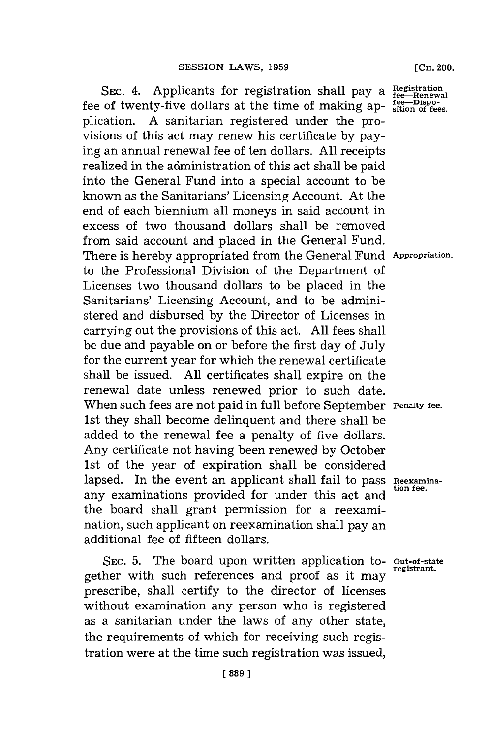SEC. 4. Applicants for registration shall pay a fee of twenty-five dollars at the time of making application. A sanitarian registered under the provisions of this act may renew his certificate by paying an annual renewal fee of ten dollars. All receipts realized in the administration of this act shall be paid into the General Fund into a special account to be known as the Sanitarians' Licensing Account. At the end of each biennium all moneys in said account in excess of two thousand dollars shall be removed from said account and placed in the General Fund. There is hereby appropriated from the General Fund to the Professional Division of the Department of Licenses two thousand dollars to be placed in the Sanitarians' Licensing Account, and to be administered and disbursed by the Director of Licenses in carrying out the provisions of this act. All fees shall be due and payable on or before the first day of July for the current year for which the renewal certificate shall be issued. All certificates shall expire on the renewal date unless renewed prior to such date. When such fees are not paid in full before September 1st they shall become delinquent and there shall be added to the renewal fee a penalty of five dollars. Any certificate not having been renewed by October 1st of the year of expiration shall be considered lapsed. In the event an applicant shall fail to pass any examinations provided for under this act and the board shall grant permission for a reexamination, such applicant on reexamination shall pay an additional fee of fifteen dollars.

*Registration fee—Renewal fee—Disposition of fees.*

*Appropriation.*

*Penalty fee.*

*Reexamination fee.*

SEC. 5. The board upon written application together with such references and proof as it may prescribe, shall certify to the director of licenses without examination any person who is registered as a sanitarian under the laws of any other state, the requirements of which for receiving such registration were at the time such registration was issued,

*Out-of-state registrant.*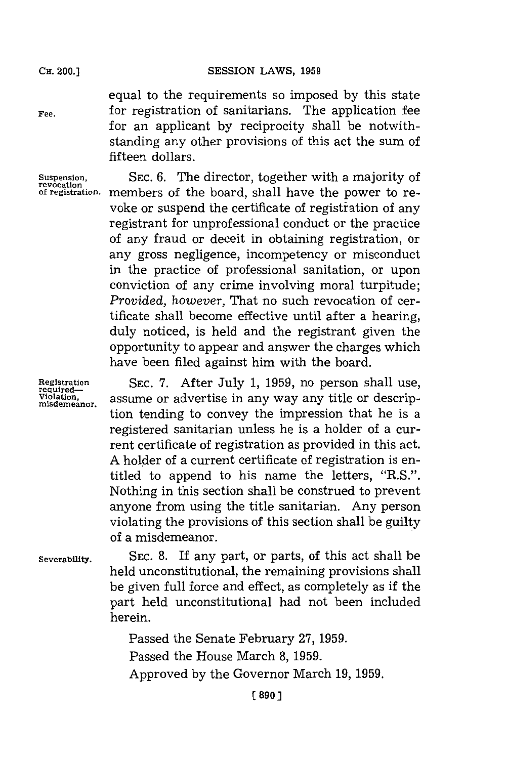equal to the requirements so imposed by this state for registration of sanitarians. The application fee for an applicant by reciprocity shall be notwithstanding any other provisions of this act the sum of fifteen dollars.

Fee.

Suspension, revocation of registration.

SEC. 6. The director, together with a majority of members of the board, shall have the power to revoke or suspend the certificate of registration of any registrant for unprofessional conduct or the practice of any fraud or deceit in obtaining registration, or any gross negligence, incompetency or misconduct in the practice of professional sanitation, or upon conviction of any crime involving moral turpitude; *Provided, however,* That no such revocation of certificate shall become effective until after a hearing, duly noticed, is held and the registrant given the opportunity to appear and answer the charges which have been filed against him with the board.

Registration required—Violation, misdemeanor.

SEC. 7. After July 1, 1959, no person shall use, assume or advertise in any way any title or description tending to convey the impression that he is a registered sanitarian unless he is a holder of a current certificate of registration as provided in this act. A holder of a current certificate of registration is entitled to append to his name the letters, "R.S.". Nothing in this section shall be construed to prevent anyone from using the title sanitarian. Any person violating the provisions of this section shall be guilty of a misdemeanor.

Severability.

SEC. 8. If any part, or parts, of this act shall be held unconstitutional, the remaining provisions shall be given full force and effect, as completely as if the part held unconstitutional had not been included herein.

Passed the Senate February 27, 1959.

Passed the House March 8, 1959.

Approved by the Governor March 19, 1959.